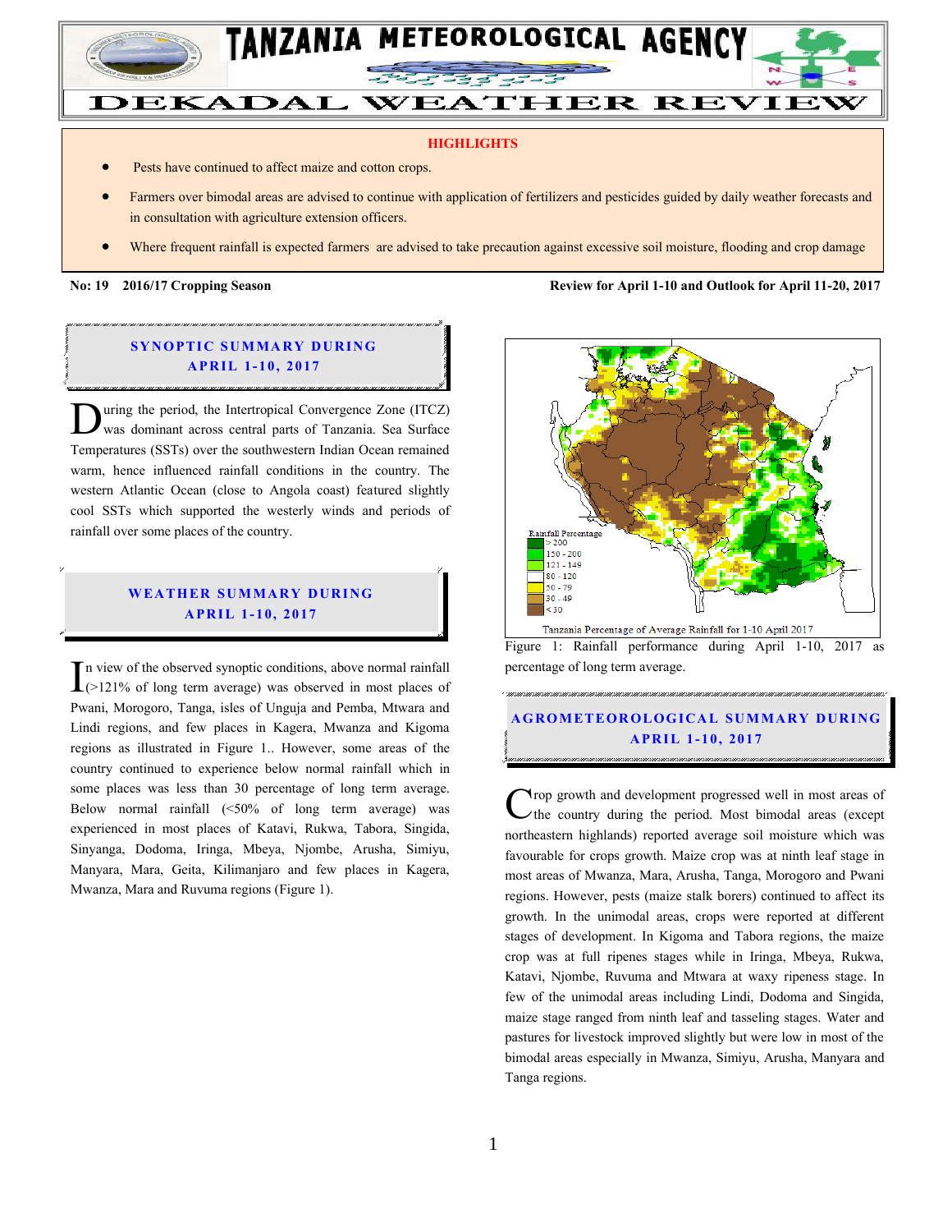# TANZANIA METEOROLOGICAL AGENCY

# DEKADAL WEATHER REVIEW

**HIGHLIGHTS**

- Pests have continued to affect maize and cotton crops.
- Farmers over bimodal areas are advised to continue with application of fertilizers and pesticides guided by daily weather forecasts and in consultation with agriculture extension officers.
- Where frequent rainfall is expected farmers are advised to take precaution against excessive soil moisture, flooding and crop damage

**No: 19 2016/17 Cropping Season** **Review for April 1-10 and Outlook for April 11-20, 2017**

## SYNOPTIC SUMMARY DURING APRIL 1-10, 2017

During the period, the Intertropical Convergence Zone (ITCZ) was dominant across central parts of Tanzania. Sea Surface Temperatures (SSTs) over the southwestern Indian Ocean remained warm, hence influenced rainfall conditions in the country. The western Atlantic Ocean (close to Angola coast) featured slightly cool SSTs which supported the westerly winds and periods of rainfall over some places of the country.

## WEATHER SUMMARY DURING APRIL 1-10, 2017

In view of the observed synoptic conditions, above normal rainfall (>121% of long term average) was observed in most places of Pwani, Morogoro, Tanga, isles of Unguja and Pemba, Mtwara and Lindi regions, and few places in Kagera, Mwanza and Kigoma regions as illustrated in Figure 1.. However, some areas of the country continued to experience below normal rainfall which in some places was less than 30 percentage of long term average. Below normal rainfall (<50% of long term average) was experienced in most places of Katavi, Rukwa, Tabora, Singida, Sinyanga, Dodoma, Iringa, Mbeya, Njombe, Arusha, Simiyu, Manyara, Mara, Geita, Kilimanjaro and few places in Kagera, Mwanza, Mara and Ruvuma regions (Figure 1).

Rainfall Percentage
- > 200
- 150 - 200
- 121 - 149
- 80 - 120
- 50 - 79
- 30 - 49
- < 30

Tanzania Percentage of Average Rainfall for 1-10 April 2017

Figure 1: Rainfall performance during April 1-10, 2017 as percentage of long term average.

## AGROMETEOROLOGICAL SUMMARY DURING APRIL 1-10, 2017

Crop growth and development progressed well in most areas of the country during the period. Most bimodal areas (except northeastern highlands) reported average soil moisture which was favourable for crops growth. Maize crop was at ninth leaf stage in most areas of Mwanza, Mara, Arusha, Tanga, Morogoro and Pwani regions. However, pests (maize stalk borers) continued to affect its growth. In the unimodal areas, crops were reported at different stages of development. In Kigoma and Tabora regions, the maize crop was at full ripenes stages while in Iringa, Mbeya, Rukwa, Katavi, Njombe, Ruvuma and Mtwara at waxy ripeness stage. In few of the unimodal areas including Lindi, Dodoma and Singida, maize stage ranged from ninth leaf and tasseling stages. Water and pastures for livestock improved slightly but were low in most of the bimodal areas especially in Mwanza, Simiyu, Arusha, Manyara and Tanga regions.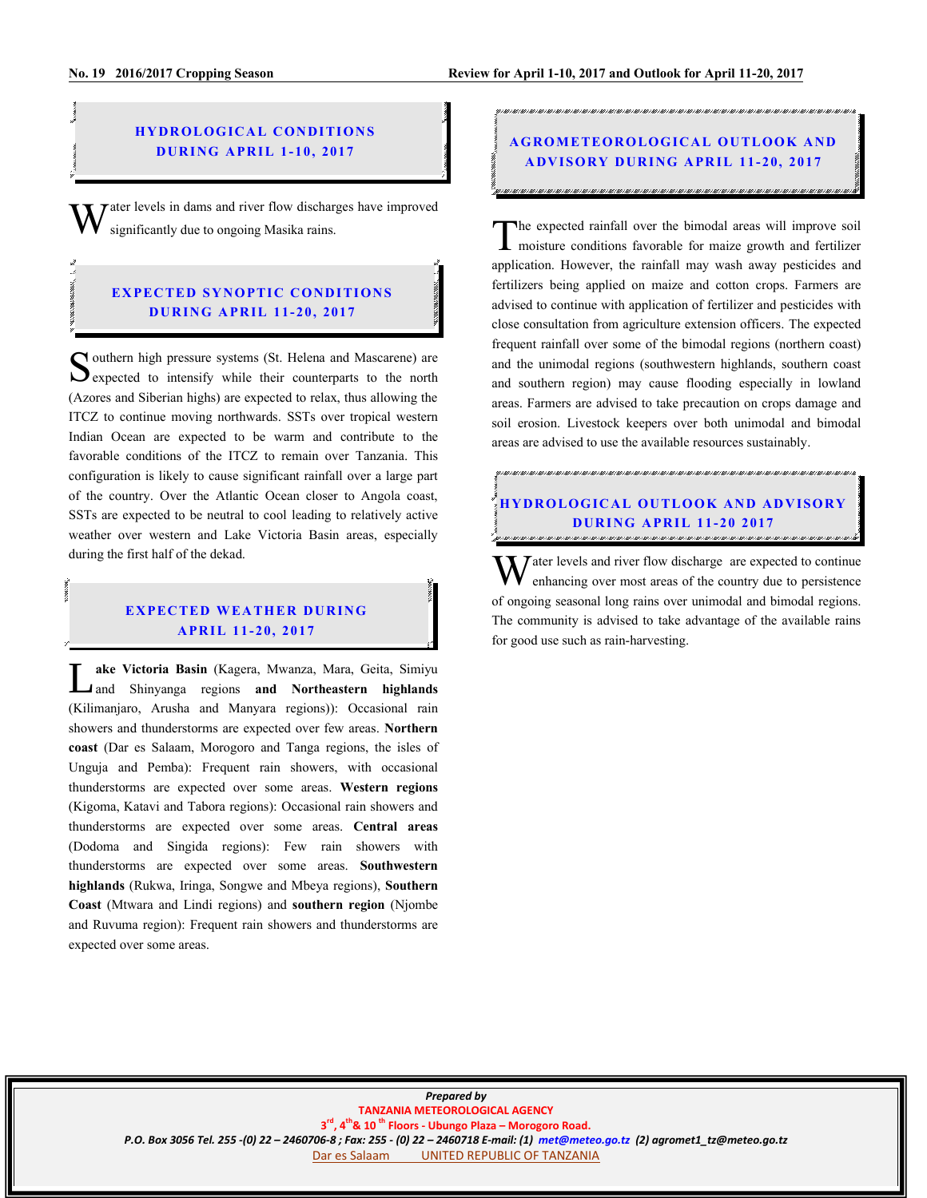## HYDROLOGICAL CONDITIONS DURING APRIL 1-10, 2017

Water levels in dams and river flow discharges have improved significantly due to ongoing Masika rains.

## EXPECTED SYNOPTIC CONDITIONS DURING APRIL 11-20, 2017

Southern high pressure systems (St. Helena and Mascarene) are expected to intensify while their counterparts to the north (Azores and Siberian highs) are expected to relax, thus allowing the ITCZ to continue moving northwards. SSTs over tropical western Indian Ocean are expected to be warm and contribute to the favorable conditions of the ITCZ to remain over Tanzania. This configuration is likely to cause significant rainfall over a large part of the country. Over the Atlantic Ocean closer to Angola coast, SSTs are expected to be neutral to cool leading to relatively active weather over western and Lake Victoria Basin areas, especially during the first half of the dekad.

## EXPECTED WEATHER DURING APRIL 11-20, 2017

**Lake Victoria Basin** (Kagera, Mwanza, Mara, Geita, Simiyu and Shinyanga regions **and Northeastern highlands** (Kilimanjaro, Arusha and Manyara regions)): Occasional rain showers and thunderstorms are expected over few areas. **Northern coast** (Dar es Salaam, Morogoro and Tanga regions, the isles of Unguja and Pemba): Frequent rain showers, with occasional thunderstorms are expected over some areas. **Western regions** (Kigoma, Katavi and Tabora regions): Occasional rain showers and thunderstorms are expected over some areas. **Central areas** (Dodoma and Singida regions): Few rain showers with thunderstorms are expected over some areas. **Southwestern highlands** (Rukwa, Iringa, Songwe and Mbeya regions), **Southern Coast** (Mtwara and Lindi regions) and **southern region** (Njombe and Ruvuma region): Frequent rain showers and thunderstorms are expected over some areas.

## AGROMETEOROLOGICAL OUTLOOK AND ADVISORY DURING APRIL 11-20, 2017

The expected rainfall over the bimodal areas will improve soil moisture conditions favorable for maize growth and fertilizer application. However, the rainfall may wash away pesticides and fertilizers being applied on maize and cotton crops. Farmers are advised to continue with application of fertilizer and pesticides with close consultation from agriculture extension officers. The expected frequent rainfall over some of the bimodal regions (northern coast) and the unimodal regions (southwestern highlands, southern coast and southern region) may cause flooding especially in lowland areas. Farmers are advised to take precaution on crops damage and soil erosion. Livestock keepers over both unimodal and bimodal areas are advised to use the available resources sustainably.

## HYDROLOGICAL OUTLOOK AND ADVISORY DURING APRIL 11-20 2017

Water levels and river flow discharge are expected to continue enhancing over most areas of the country due to persistence of ongoing seasonal long rains over unimodal and bimodal regions. The community is advised to take advantage of the available rains for good use such as rain-harvesting.

*Prepared by*

**TANZANIA METEOROLOGICAL AGENCY**

**3rd, 4th & 10th Floors - Ubungo Plaza – Morogoro Road.**

***P.O. Box 3056 Tel. 255 -(0) 22 – 2460706-8 ; Fax: 255 - (0) 22 – 2460718 E-mail: (1) met@meteo.go.tz (2) agromet1_tz@meteo.go.tz***

Dar es Salaam UNITED REPUBLIC OF TANZANIA